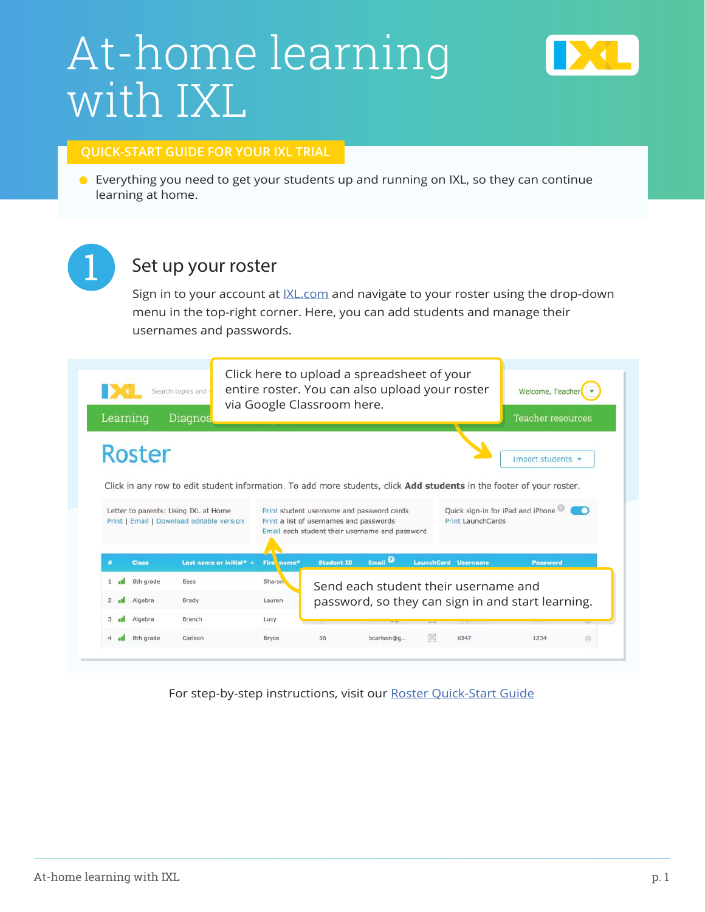# At-home learning with IXL

**QUICK-START GUIDE FOR YOUR IXL TRIAL**

- Everything you need to get your students up and running on IXL, so they can continue learning at home.

## 1 Set up your roster

Sign in to your account at IXL.com and navigate to your roster using the drop-down menu in the top-right corner. Here, you can add students and manage their usernames and passwords.

Click here to upload a spreadsheet of your entire roster. You can also upload your roster via Google Classroom here.

Send each student their username and password, so they can sign in and start learning.

For step-by-step instructions, visit our [Roster Quick-Start Guide](#)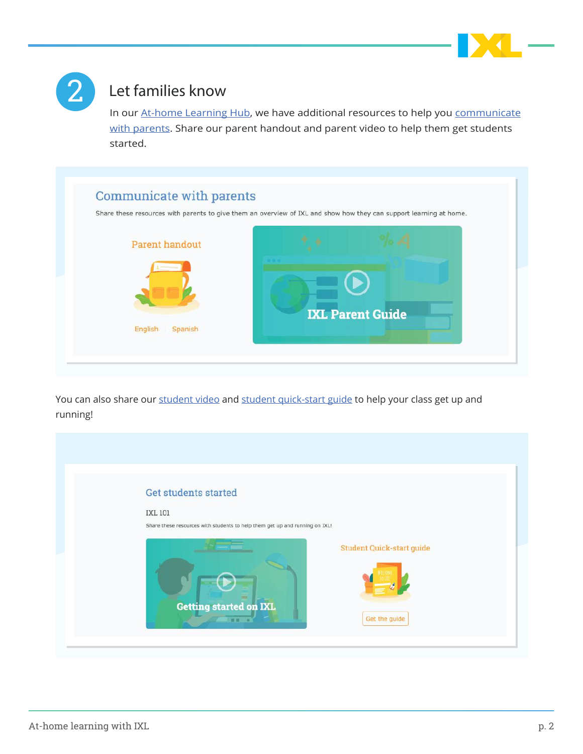## 2 Let families know

In our At-home Learning Hub, we have additional resources to help you communicate with parents. Share our parent handout and parent video to help them get students started.

### Communicate with parents

Share these resources with parents to give them an overview of IXL and show how they can support learning at home.

Parent handout

English | Spanish

IXL Parent Guide

You can also share our student video and student quick-start guide to help your class get up and running!

### Get students started

IXL 101

Share these resources with students to help them get up and running on IXL!

Getting started on IXL

Student Quick-start guide

Get the guide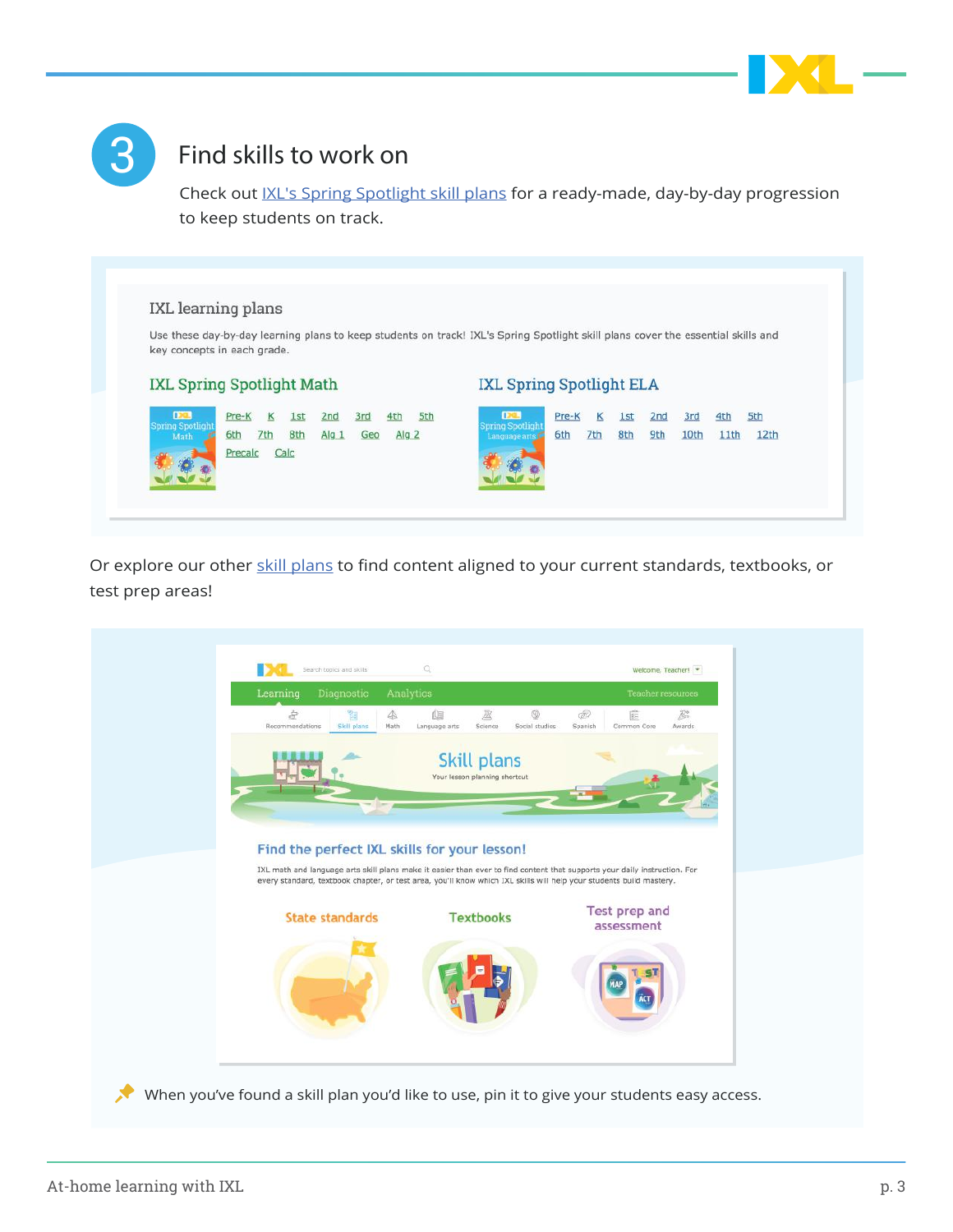## 3 Find skills to work on

Check out IXL's Spring Spotlight skill plans for a ready-made, day-by-day progression to keep students on track.

### IXL learning plans

Use these day-by-day learning plans to keep students on track! IXL's Spring Spotlight skill plans cover the essential skills and key concepts in each grade.

**IXL Spring Spotlight Math**

Pre-K K 1st 2nd 3rd 4th 5th 6th 7th 8th Alg 1 Geo Alg 2 Precalc Calc

**IXL Spring Spotlight ELA**

Pre-K K 1st 2nd 3rd 4th 5th 6th 7th 8th 9th 10th 11th 12th

Or explore our other skill plans to find content aligned to your current standards, textbooks, or test prep areas!

### Skill plans

Your lesson planning shortcut

**Find the perfect IXL skills for your lesson!**

IXL math and language arts skill plans make it easier than ever to find content that supports your daily instruction. For every standard, textbook chapter, or test area, you'll know which IXL skills will help your students build mastery.

State standards | Textbooks | Test prep and assessment

When you've found a skill plan you'd like to use, pin it to give your students easy access.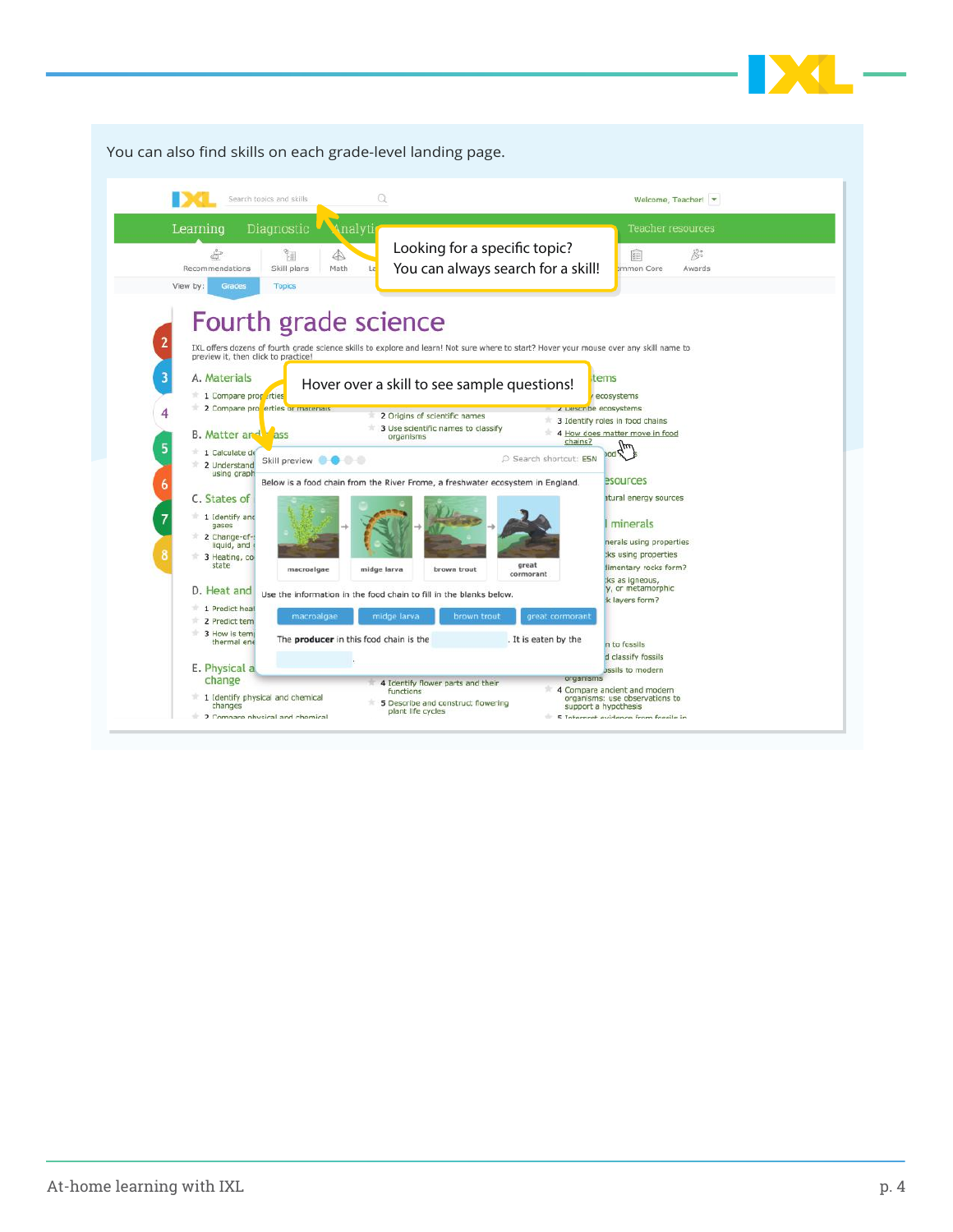You can also find skills on each grade-level landing page.

Looking for a specific topic? You can always search for a skill!

Hover over a skill to see sample questions!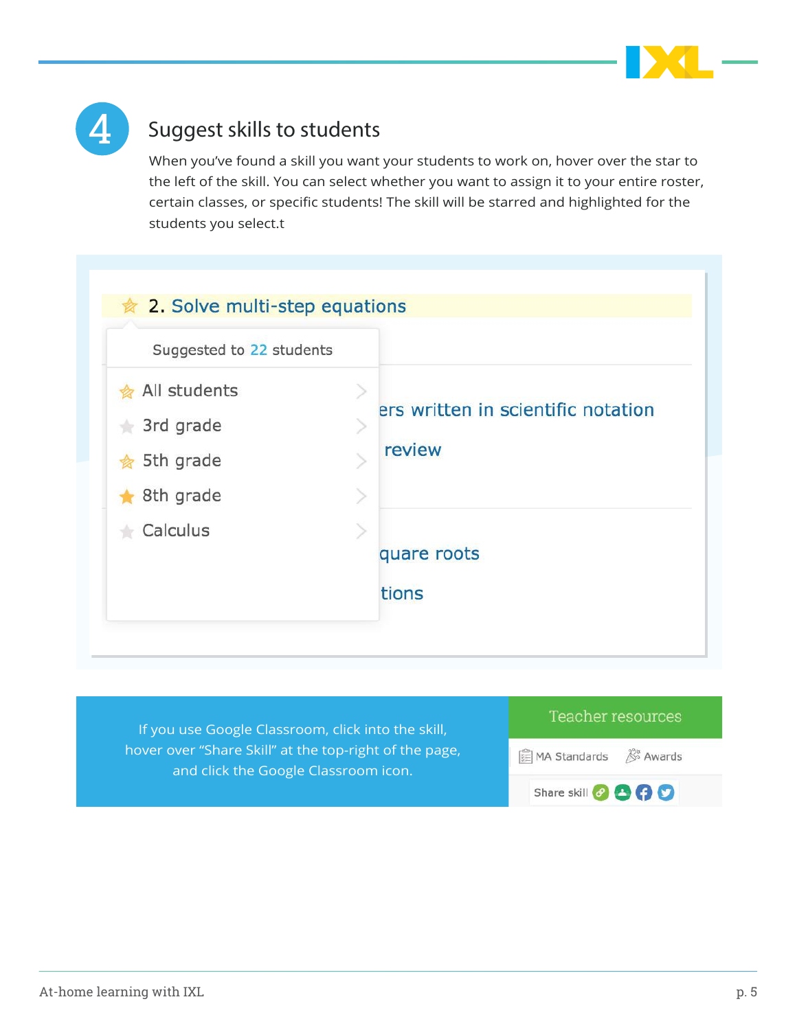## 4 Suggest skills to students

When you've found a skill you want your students to work on, hover over the star to the left of the skill. You can select whether you want to assign it to your entire roster, certain classes, or specific students! The skill will be starred and highlighted for the students you select.t

If you use Google Classroom, click into the skill, hover over "Share Skill" at the top-right of the page, and click the Google Classroom icon.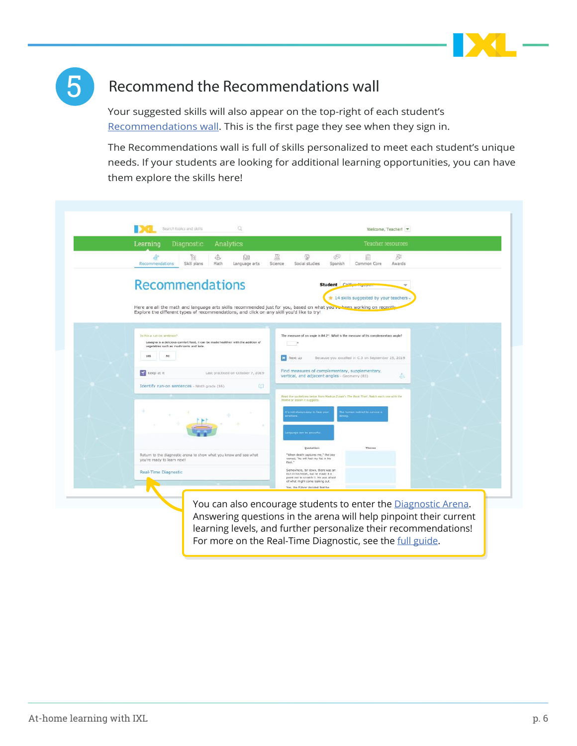## 5 Recommend the Recommendations wall

Your suggested skills will also appear on the top-right of each student's Recommendations wall. This is the first page they see when they sign in.

The Recommendations wall is full of skills personalized to meet each student's unique needs. If your students are looking for additional learning opportunities, you can have them explore the skills here!

You can also encourage students to enter the Diagnostic Arena. Answering questions in the arena will help pinpoint their current learning levels, and further personalize their recommendations! For more on the Real-Time Diagnostic, see the full guide.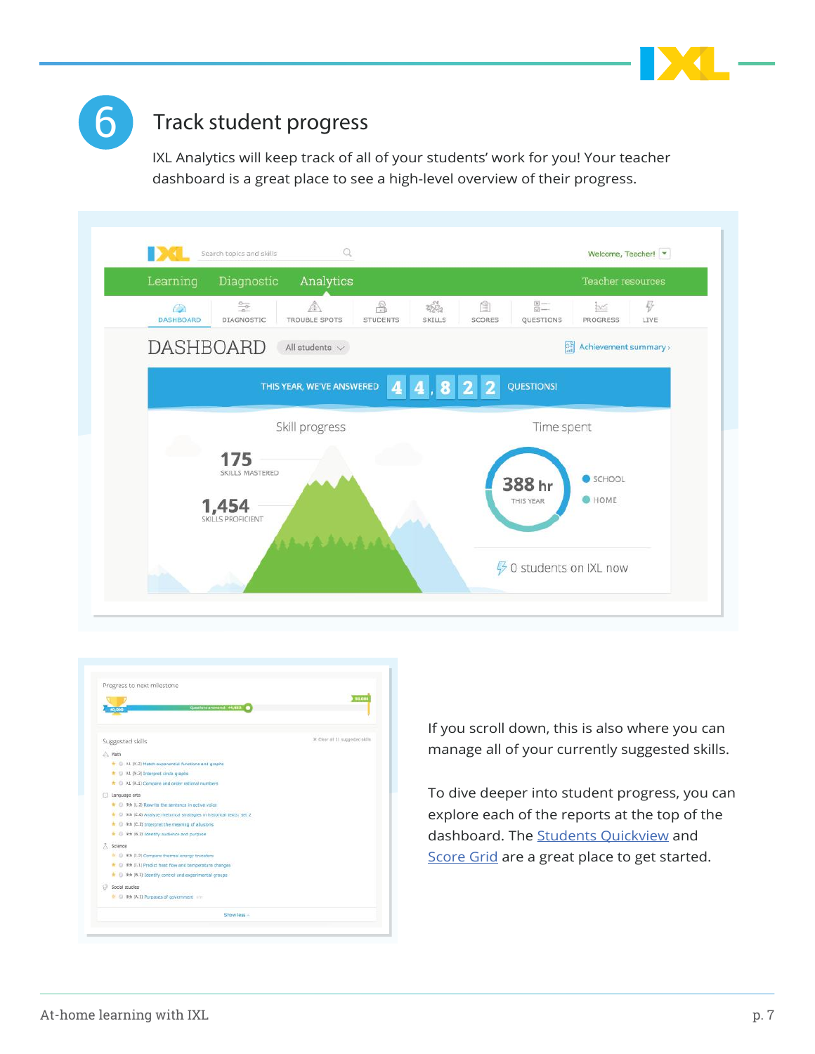## 6 Track student progress

IXL Analytics will keep track of all of your students' work for you! Your teacher dashboard is a great place to see a high-level overview of their progress.

If you scroll down, this is also where you can manage all of your currently suggested skills.

To dive deeper into student progress, you can explore each of the reports at the top of the dashboard. The [Students Quickview]() and [Score Grid]() are a great place to get started.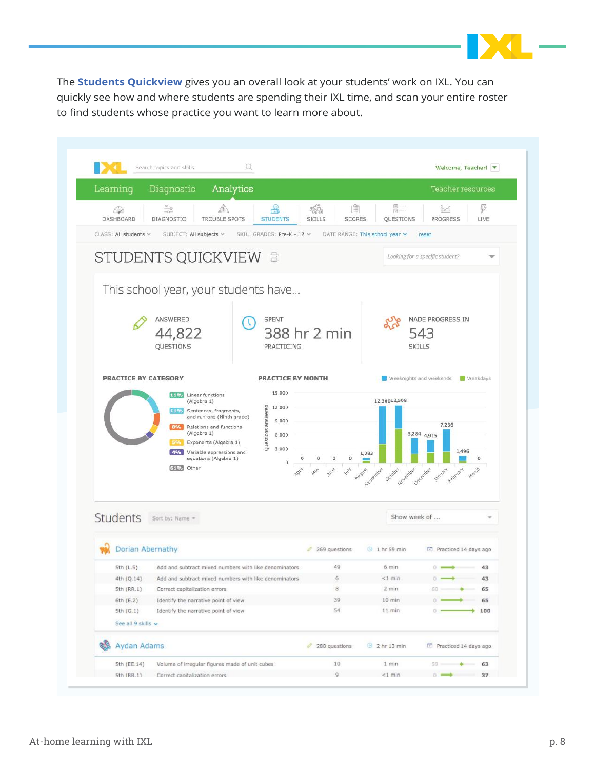The **Students Quickview** gives you an overall look at your students' work on IXL. You can quickly see how and where students are spending their IXL time, and scan your entire roster to find students whose practice you want to learn more about.

IXL | Search topics and skills | Welcome, Teacher!

Learning | Diagnostic | Analytics | Teacher resources

DASHBOARD | DIAGNOSTIC | TROUBLE SPOTS | STUDENTS | SKILLS | SCORES | QUESTIONS | PROGRESS | LIVE

CLASS: All students | SUBJECT: All subjects | SKILL GRADES: Pre-K - 12 | DATE RANGE: This school year | reset

# STUDENTS QUICKVIEW

Looking for a specific student?

This school year, your students have...

| ANSWERED | SPENT | MADE PROGRESS IN |
|---|---|---|
| 44,822 QUESTIONS | 388 hr 2 min PRACTICING | 543 SKILLS |

**PRACTICE BY CATEGORY**

- 11% Linear functions (Algebra 1)
- 11% Sentences, fragments, and run-ons (Ninth grade)
- 8% Relations and functions (Algebra 1)
- 5% Exponents (Algebra 1)
- 4% Variable expressions and equations (Algebra 1)
- 61% Other

**PRACTICE BY MONTH** (Weeknights and weekends / Weekdays)

| April | May | June | July | August | September | October | November | December | January | February | March |
|---|---|---|---|---|---|---|---|---|---|---|---|
| 0 | 0 | 0 | 0 | 1,083 | 12,300 | 12,508 | 5,284 | 4,915 | 7,236 | 1,496 | 0 |

## Students

Sort by: Name | Show week of ...

**Dorian Abernathy** — 269 questions — 1 hr 59 min — Practiced 14 days ago

| Skill | Name | Questions | Time | Score |
|---|---|---|---|---|
| 5th (L.5) | Add and subtract mixed numbers with like denominators | 49 | 6 min | 0 → 43 |
| 4th (Q.14) | Add and subtract mixed numbers with like denominators | 6 | <1 min | 0 → 43 |
| 5th (RR.1) | Correct capitalization errors | 8 | 2 min | 60 → 65 |
| 6th (E.2) | Identify the narrative point of view | 39 | 10 min | 0 → 65 |
| 5th (G.1) | Identify the narrative point of view | 54 | 11 min | 0 → 100 |

See all 9 skills

**Aydan Adams** — 280 questions — 2 hr 13 min — Practiced 14 days ago

| Skill | Name | Questions | Time | Score |
|---|---|---|---|---|
| 5th (EE.14) | Volume of irregular figures made of unit cubes | 10 | 1 min | 59 → 63 |
| 5th (RR.1) | Correct capitalization errors | 9 | <1 min | 0 → 37 |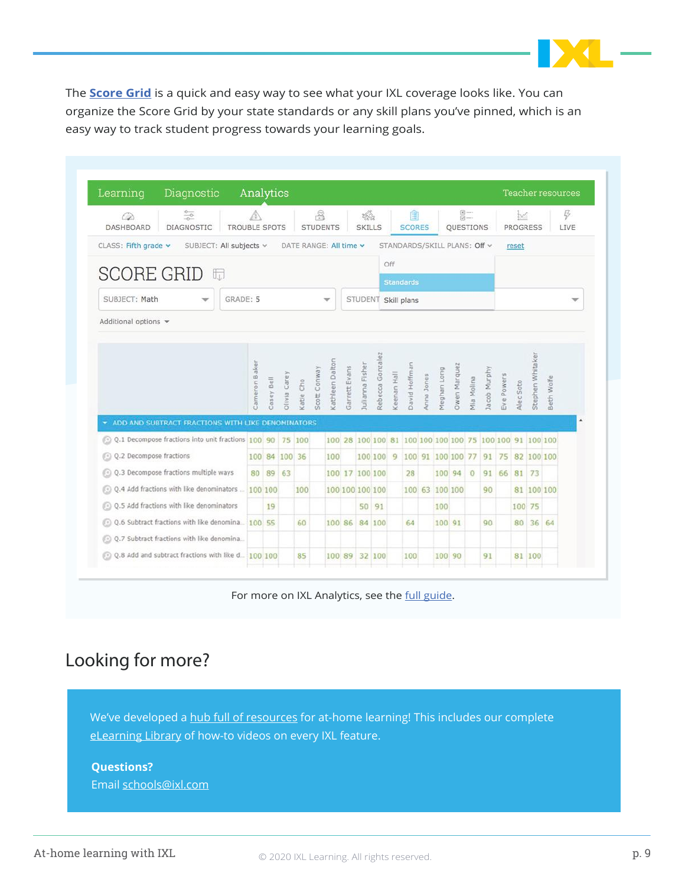The **Score Grid** is a quick and easy way to see what your IXL coverage looks like. You can organize the Score Grid by your state standards or any skill plans you've pinned, which is an easy way to track student progress towards your learning goals.

For more on IXL Analytics, see the full guide.

## Looking for more?

We've developed a hub full of resources for at-home learning! This includes our complete eLearning Library of how-to videos on every IXL feature.

**Questions?**
Email schools@ixl.com